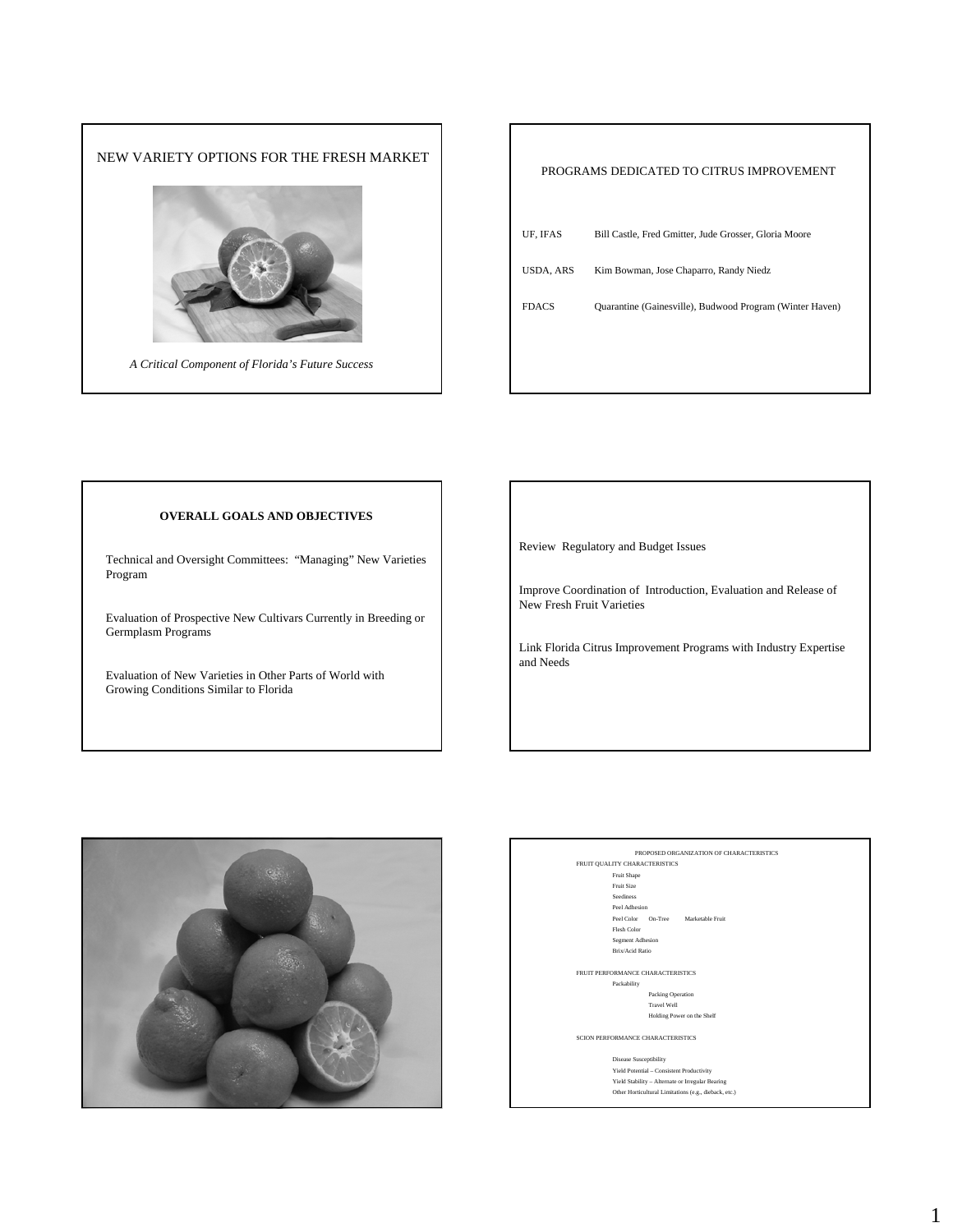# NEW VARIETY OPTIONS FOR THE FRESH MARKET

*A Critical Component of Florida's Future Success*

## PROGRAMS DEDICATED TO CITRUS IMPROVEMENT

| | |
|---|---|
| UF, IFAS | Bill Castle, Fred Gmitter, Jude Grosser, Gloria Moore |
| USDA, ARS | Kim Bowman, Jose Chaparro, Randy Niedz |
| FDACS | Quarantine (Gainesville), Budwood Program (Winter Haven) |

## OVERALL GOALS AND OBJECTIVES

Technical and Oversight Committees: "Managing" New Varieties Program

Evaluation of Prospective New Cultivars Currently in Breeding or Germplasm Programs

Evaluation of New Varieties in Other Parts of World with Growing Conditions Similar to Florida

Review Regulatory and Budget Issues

Improve Coordination of Introduction, Evaluation and Release of New Fresh Fruit Varieties

Link Florida Citrus Improvement Programs with Industry Expertise and Needs

## PROPOSED ORGANIZATION OF CHARACTERISTICS

FRUIT QUALITY CHARACTERISTICS
- Fruit Shape
- Fruit Size
- Seediness
- Peel Adhesion
- Peel Color On-Tree Marketable Fruit
- Flesh Color
- Segment Adhesion
- Brix/Acid Ratio

FRUIT PERFORMANCE CHARACTERISTICS
- Packability
  - Packing Operation
  - Travel Well
  - Holding Power on the Shelf

SCION PERFORMANCE CHARACTERISTICS
- Disease Susceptibility
- Yield Potential – Consistent Productivity
- Yield Stability – Alternate or Irregular Bearing
- Other Horticultural Limitations (e.g., dieback, etc.)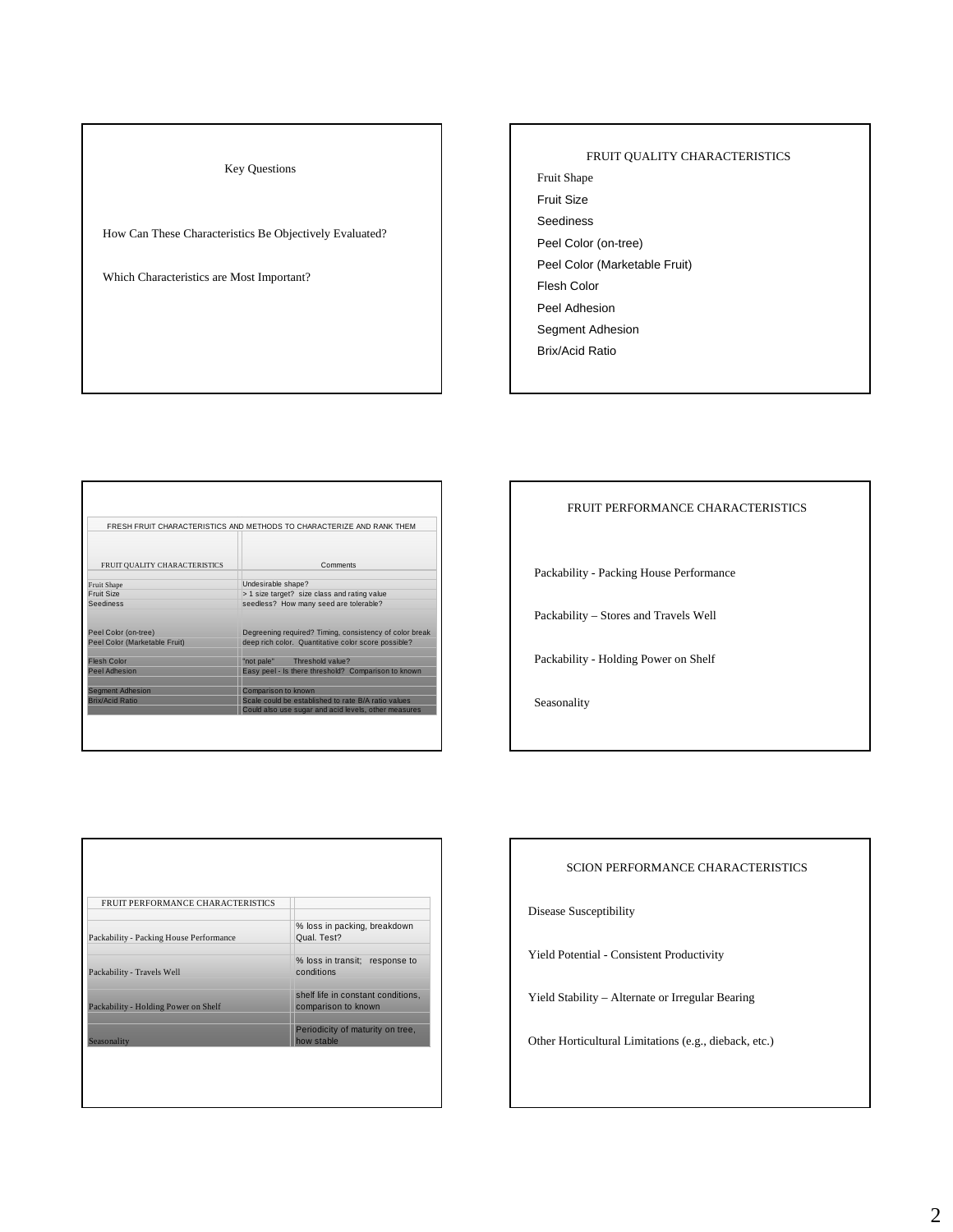## Key Questions

How Can These Characteristics Be Objectively Evaluated?

Which Characteristics are Most Important?

## FRUIT QUALITY CHARACTERISTICS

- Fruit Shape
- Fruit Size
- Seediness
- Peel Color (on-tree)
- Peel Color (Marketable Fruit)
- Flesh Color
- Peel Adhesion
- Segment Adhesion
- Brix/Acid Ratio

### FRESH FRUIT CHARACTERISTICS AND METHODS TO CHARACTERIZE AND RANK THEM

| FRUIT QUALITY CHARACTERISTICS | Comments |
|---|---|
| Fruit Shape | Undesirable shape? |
| Fruit Size | > 1 size target? size class and rating value |
| Seediness | seedless? How many seed are tolerable? |
| Peel Color (on-tree) | Degreening required? Timing, consistency of color break |
| Peel Color (Marketable Fruit) | deep rich color. Quantitative color score possible? |
| Flesh Color | "not pale" Threshold value? |
| Peel Adhesion | Easy peel - Is there threshold? Comparison to known |
| Segment Adhesion | Comparison to known |
| Brix/Acid Ratio | Scale could be established to rate B/A ratio values |
| | Could also use sugar and acid levels, other measures |

## FRUIT PERFORMANCE CHARACTERISTICS

Packability - Packing House Performance

Packability – Stores and Travels Well

Packability - Holding Power on Shelf

Seasonality

| FRUIT PERFORMANCE CHARACTERISTICS | |
|---|---|
| Packability - Packing House Performance | % loss in packing, breakdown Qual. Test? |
| Packability - Travels Well | % loss in transit; response to conditions |
| Packability - Holding Power on Shelf | shelf life in constant conditions, comparison to known |
| Seasonality | Periodicity of maturity on tree, how stable |

## SCION PERFORMANCE CHARACTERISTICS

Disease Susceptibility

Yield Potential - Consistent Productivity

Yield Stability – Alternate or Irregular Bearing

Other Horticultural Limitations (e.g., dieback, etc.)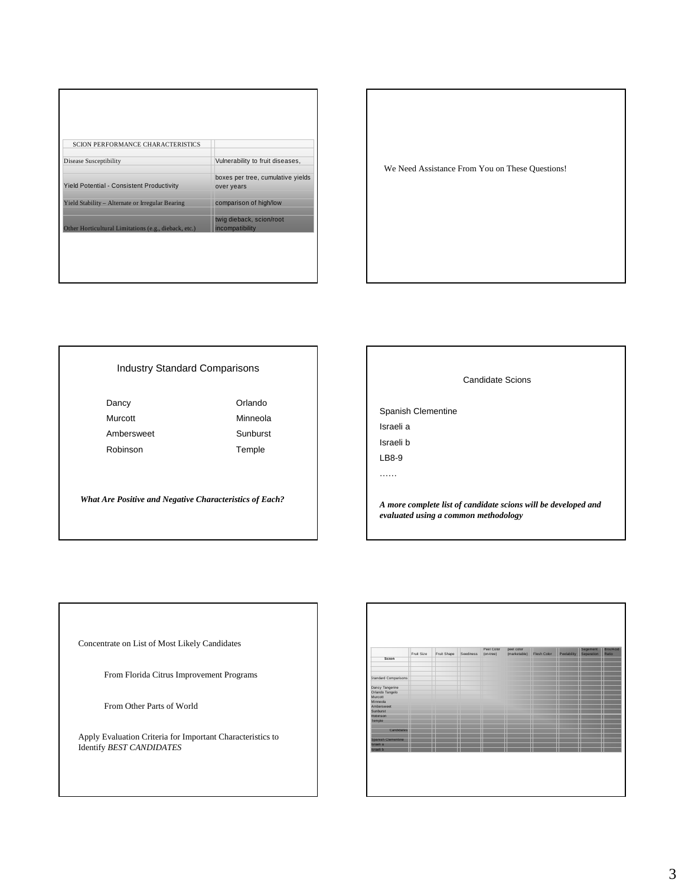| SCION PERFORMANCE CHARACTERISTICS | |
|---|---|
| Disease Susceptibility | Vulnerability to fruit diseases, |
| Yield Potential - Consistent Productivity | boxes per tree, cumulative yields over years |
| Yield Stability – Alternate or Irregular Bearing | comparison of high/low |
| Other Horticultural Limitations (e.g., dieback, etc.) | twig dieback, scion/root incompatibility |

We Need Assistance From You on These Questions!

## Industry Standard Comparisons

| | |
|---|---|
| Dancy | Orlando |
| Murcott | Minneola |
| Ambersweet | Sunburst |
| Robinson | Temple |

***What Are Positive and Negative Characteristics of Each?***

## Candidate Scions

Spanish Clementine

Israeli a

Israeli b

LB8-9

……

***A more complete list of candidate scions will be developed and evaluated using a common methodology***

Concentrate on List of Most Likely Candidates

From Florida Citrus Improvement Programs

From Other Parts of World

Apply Evaluation Criteria for Important Characteristics to Identify *BEST CANDIDATES*

| Scion | Fruit Size | Fruit Shape | Seediness | Peel Color (on-tree) | peel color (marketable) | Flesh Color | Peelability | Segment Separation | Brix/Acid Ratio |
|---|---|---|---|---|---|---|---|---|---|
| Standard Comparisons | | | | | | | | | |
| Dancy Tangerine | | | | | | | | | |
| Orlando Tangelo | | | | | | | | | |
| Murcott | | | | | | | | | |
| Minneola | | | | | | | | | |
| Ambersweet | | | | | | | | | |
| Sunburst | | | | | | | | | |
| Robinson | | | | | | | | | |
| Temple | | | | | | | | | |
| Candidates | | | | | | | | | |
| Spanish Clementine | | | | | | | | | |
| Israeli a | | | | | | | | | |
| Israeli b | | | | | | | | | |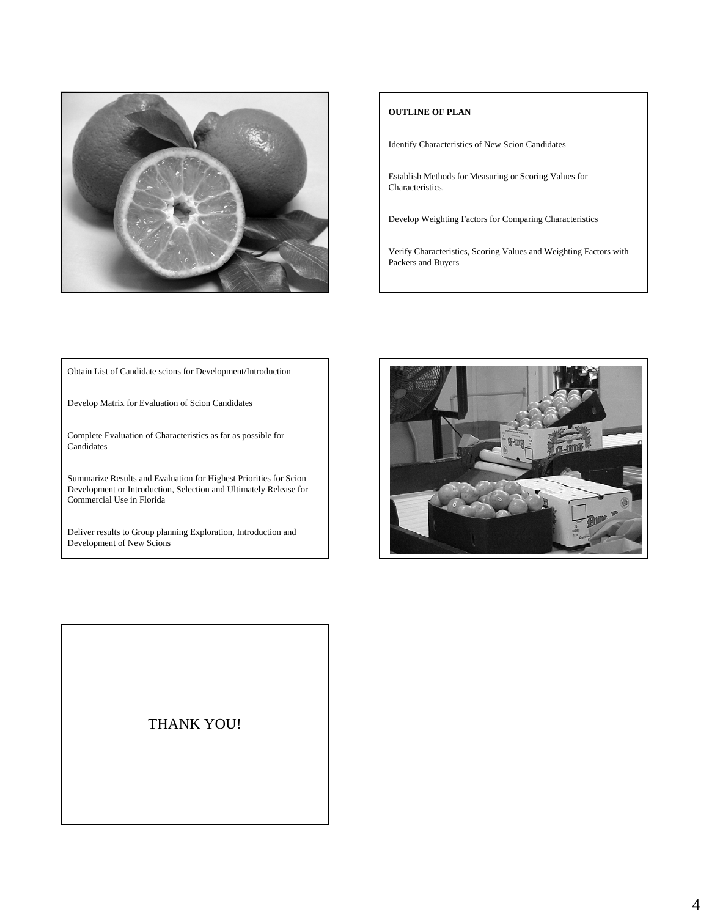**OUTLINE OF PLAN**

Identify Characteristics of New Scion Candidates

Establish Methods for Measuring or Scoring Values for Characteristics.

Develop Weighting Factors for Comparing Characteristics

Verify Characteristics, Scoring Values and Weighting Factors with Packers and Buyers

Obtain List of Candidate scions for Development/Introduction

Develop Matrix for Evaluation of Scion Candidates

Complete Evaluation of Characteristics as far as possible for Candidates

Summarize Results and Evaluation for Highest Priorities for Scion Development or Introduction, Selection and Ultimately Release for Commercial Use in Florida

Deliver results to Group planning Exploration, Introduction and Development of New Scions

THANK YOU!